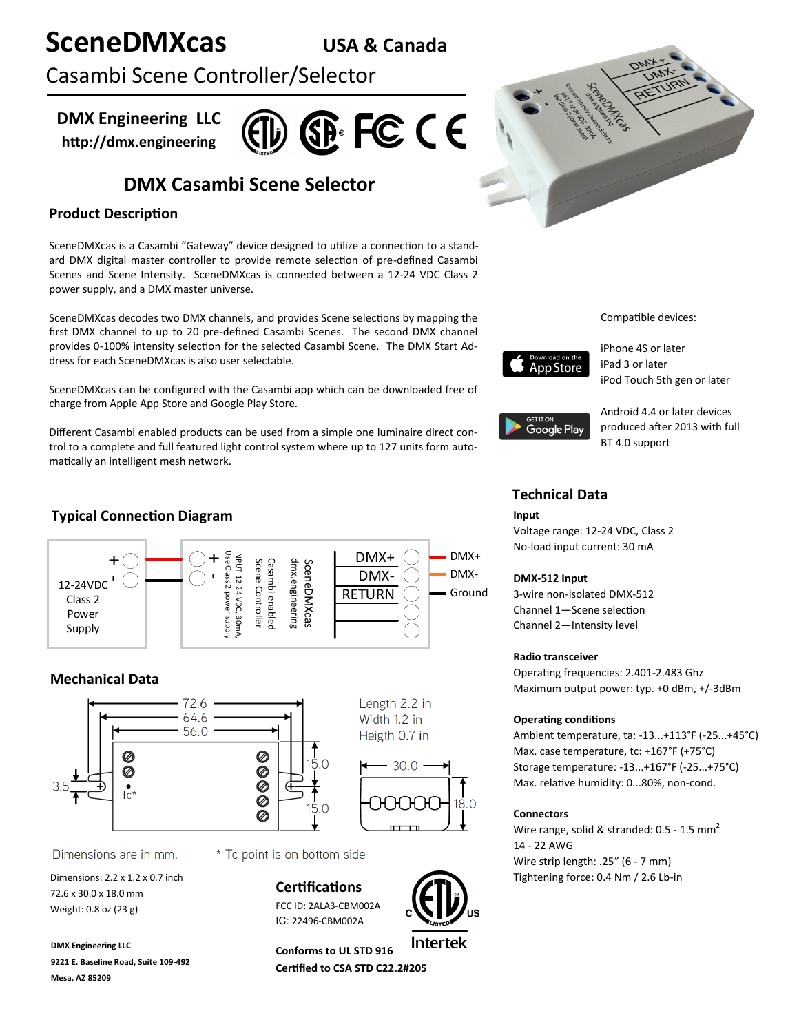# SceneDMXcas

**USA & Canada**

Casambi Scene Controller/Selector

**DMX Engineering LLC**
**http://dmx.engineering**

## DMX Casambi Scene Selector

### Product Description

SceneDMXcas is a Casambi "Gateway" device designed to utilize a connection to a standard DMX digital master controller to provide remote selection of pre-defined Casambi Scenes and Scene Intensity. SceneDMXcas is connected between a 12-24 VDC Class 2 power supply, and a DMX master universe.

SceneDMXcas decodes two DMX channels, and provides Scene selections by mapping the first DMX channel to up to 20 pre-defined Casambi Scenes. The second DMX channel provides 0-100% intensity selection for the selected Casambi Scene. The DMX Start Address for each SceneDMXcas is also user selectable.

SceneDMXcas can be configured with the Casambi app which can be downloaded free of charge from Apple App Store and Google Play Store.

Different Casambi enabled products can be used from a simple one luminaire direct control to a complete and full featured light control system where up to 127 units form automatically an intelligent mesh network.

Compatible devices:

- Download on the App Store: iPhone 4S or later, iPad 3 or later, iPod Touch 5th gen or later
- Get it on Google Play: Android 4.4 or later devices produced after 2013 with full BT 4.0 support

### Typical Connection Diagram

12-24VDC Class 2 Power Supply (+, -) → SceneDMXcas (+, -; INPUT 12-24 VDC, 30mA, Use Class 2 power supply; Casambi enabled Scene Controller; dmx.engineering)

- DMX+ → DMX+
- DMX- → DMX-
- RETURN → Ground

### Mechanical Data

Dimensions: 72.6 / 64.6 / 56.0 (length), 15.0 / 15.0, 3.5, 30.0 (width), 18.0 (height). Tc*

Length 2.2 in
Width 1.2 in
Heigth 0.7 in

Dimensions are in mm. * Tc point is on bottom side

Dimensions: 2.2 x 1.2 x 0.7 inch
72.6 x 30.0 x 18.0 mm
Weight: 0.8 oz (23 g)

### Technical Data

**Input**
Voltage range: 12-24 VDC, Class 2
No-load input current: 30 mA

**DMX-512 Input**
3-wire non-isolated DMX-512
Channel 1—Scene selection
Channel 2—Intensity level

**Radio transceiver**
Operating frequencies: 2.401-2.483 Ghz
Maximum output power: typ. +0 dBm, +/-3dBm

**Operating conditions**
Ambient temperature, ta: -13...+113°F (-25...+45°C)
Max. case temperature, tc: +167°F (+75°C)
Storage temperature: -13...+167°F (-25...+75°C)
Max. relative humidity: 0...80%, non-cond.

**Connectors**
Wire range, solid & stranded: 0.5 - 1.5 mm$^2$
14 - 22 AWG
Wire strip length: .25" (6 - 7 mm)
Tightening force: 0.4 Nm / 2.6 Lb-in

### Certifications

FCC ID: 2ALA3-CBM002A
IC: 22496-CBM002A

**Conforms to UL STD 916**
**Certified to CSA STD C22.2#205**

Intertek

**DMX Engineering LLC**
**9221 E. Baseline Road, Suite 109-492**
**Mesa, AZ 85209**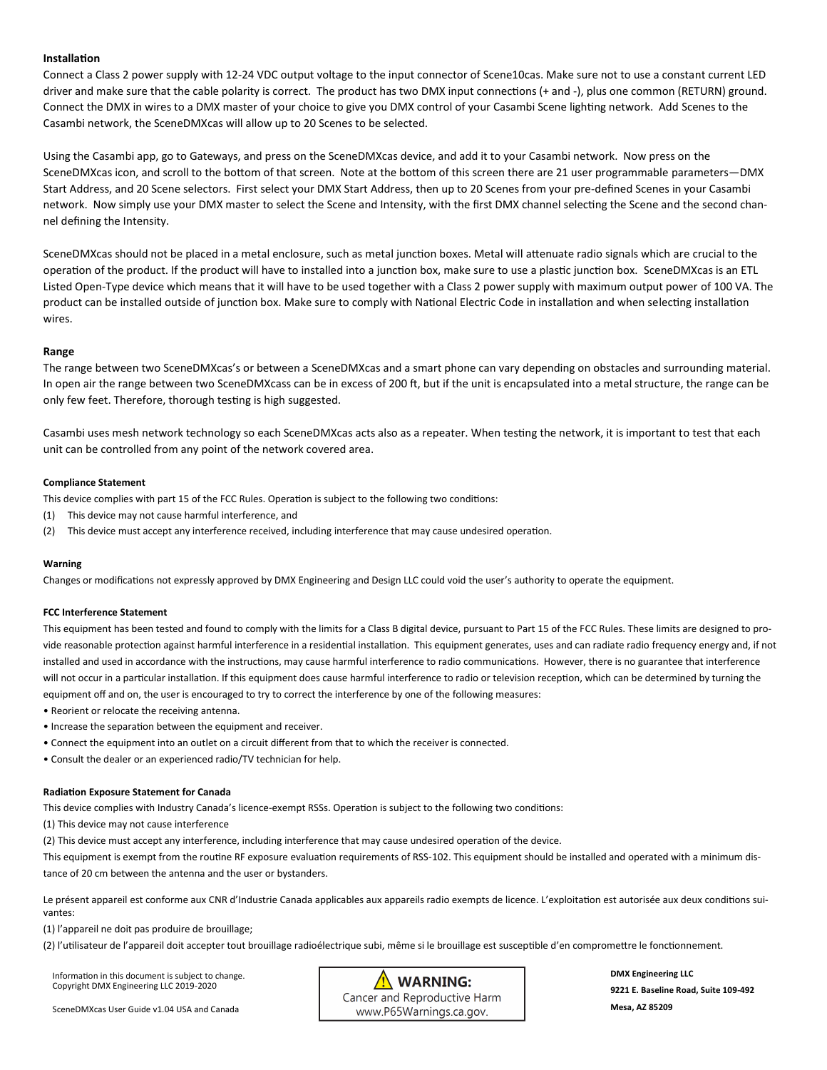### Installation

Connect a Class 2 power supply with 12-24 VDC output voltage to the input connector of Scene10cas. Make sure not to use a constant current LED driver and make sure that the cable polarity is correct. The product has two DMX input connections (+ and -), plus one common (RETURN) ground. Connect the DMX in wires to a DMX master of your choice to give you DMX control of your Casambi Scene lighting network. Add Scenes to the Casambi network, the SceneDMXcas will allow up to 20 Scenes to be selected.

Using the Casambi app, go to Gateways, and press on the SceneDMXcas device, and add it to your Casambi network. Now press on the SceneDMXcas icon, and scroll to the bottom of that screen. Note at the bottom of this screen there are 21 user programmable parameters—DMX Start Address, and 20 Scene selectors. First select your DMX Start Address, then up to 20 Scenes from your pre-defined Scenes in your Casambi network. Now simply use your DMX master to select the Scene and Intensity, with the first DMX channel selecting the Scene and the second channel defining the Intensity.

SceneDMXcas should not be placed in a metal enclosure, such as metal junction boxes. Metal will attenuate radio signals which are crucial to the operation of the product. If the product will have to installed into a junction box, make sure to use a plastic junction box. SceneDMXcas is an ETL Listed Open-Type device which means that it will have to be used together with a Class 2 power supply with maximum output power of 100 VA. The product can be installed outside of junction box. Make sure to comply with National Electric Code in installation and when selecting installation wires.

### Range

The range between two SceneDMXcas's or between a SceneDMXcas and a smart phone can vary depending on obstacles and surrounding material. In open air the range between two SceneDMXcass can be in excess of 200 ft, but if the unit is encapsulated into a metal structure, the range can be only few feet. Therefore, thorough testing is high suggested.

Casambi uses mesh network technology so each SceneDMXcas acts also as a repeater. When testing the network, it is important to test that each unit can be controlled from any point of the network covered area.

#### Compliance Statement

This device complies with part 15 of the FCC Rules. Operation is subject to the following two conditions:

(1) This device may not cause harmful interference, and

(2) This device must accept any interference received, including interference that may cause undesired operation.

#### Warning

Changes or modifications not expressly approved by DMX Engineering and Design LLC could void the user's authority to operate the equipment.

#### FCC Interference Statement

This equipment has been tested and found to comply with the limits for a Class B digital device, pursuant to Part 15 of the FCC Rules. These limits are designed to provide reasonable protection against harmful interference in a residential installation. This equipment generates, uses and can radiate radio frequency energy and, if not installed and used in accordance with the instructions, may cause harmful interference to radio communications. However, there is no guarantee that interference will not occur in a particular installation. If this equipment does cause harmful interference to radio or television reception, which can be determined by turning the equipment off and on, the user is encouraged to try to correct the interference by one of the following measures:

- Reorient or relocate the receiving antenna.
- Increase the separation between the equipment and receiver.
- Connect the equipment into an outlet on a circuit different from that to which the receiver is connected.
- Consult the dealer or an experienced radio/TV technician for help.

#### Radiation Exposure Statement for Canada

This device complies with Industry Canada's licence-exempt RSSs. Operation is subject to the following two conditions:

(1) This device may not cause interference

(2) This device must accept any interference, including interference that may cause undesired operation of the device.

This equipment is exempt from the routine RF exposure evaluation requirements of RSS-102. This equipment should be installed and operated with a minimum distance of 20 cm between the antenna and the user or bystanders.

Le présent appareil est conforme aux CNR d'Industrie Canada applicables aux appareils radio exempts de licence. L'exploitation est autorisée aux deux conditions suivantes:

(1) l'appareil ne doit pas produire de brouillage;

(2) l'utilisateur de l'appareil doit accepter tout brouillage radioélectrique subi, même si le brouillage est susceptible d'en compromettre le fonctionnement.

Information in this document is subject to change.
Copyright DMX Engineering LLC 2019-2020

SceneDMXcas User Guide v1.04 USA and Canada

**WARNING:**
Cancer and Reproductive Harm
www.P65Warnings.ca.gov.

**DMX Engineering LLC**
**9221 E. Baseline Road, Suite 109-492**
**Mesa, AZ 85209**